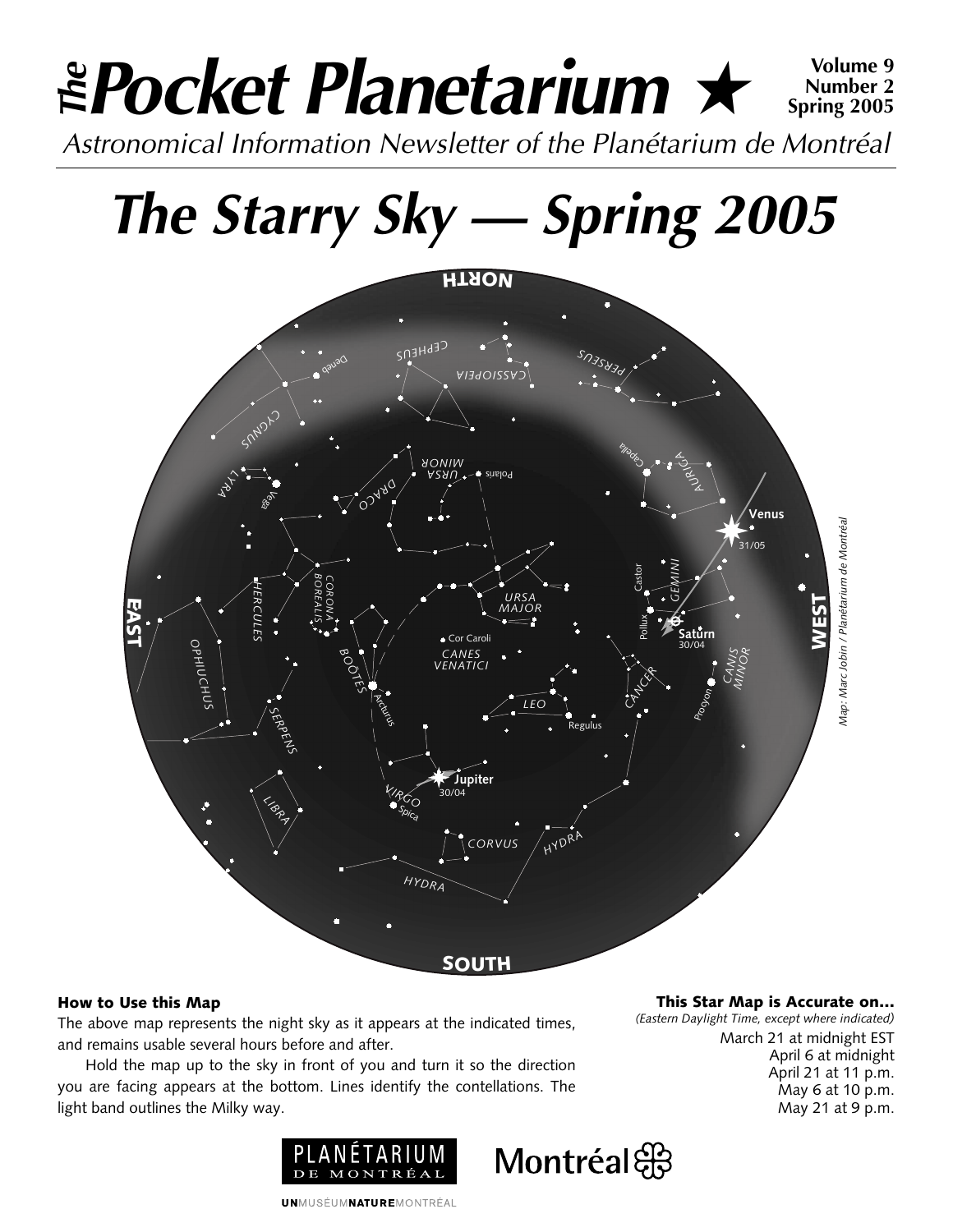# *The* Pocket Planetarium ★

**Volume 9**
**Number 2**
**Spring 2005**

*Astronomical Information Newsletter of the Planétarium de Montréal*

# *The Starry Sky — Spring 2005*

*Map: Marc Jobin / Planétarium de Montréal*

### How to Use this Map

The above map represents the night sky as it appears at the indicated times, and remains usable several hours before and after.

Hold the map up to the sky in front of you and turn it so the direction you are facing appears at the bottom. Lines identify the contellations. The light band outlines the Milky way.

### This Star Map is Accurate on…

*(Eastern Daylight Time, except where indicated)*

March 21 at midnight EST
April 6 at midnight
April 21 at 11 p.m.
May 6 at 10 p.m.
May 21 at 9 p.m.

PLANÉTARIUM DE MONTRÉAL

Montréal

UNMUSÉUMNATUREMONTRÉAL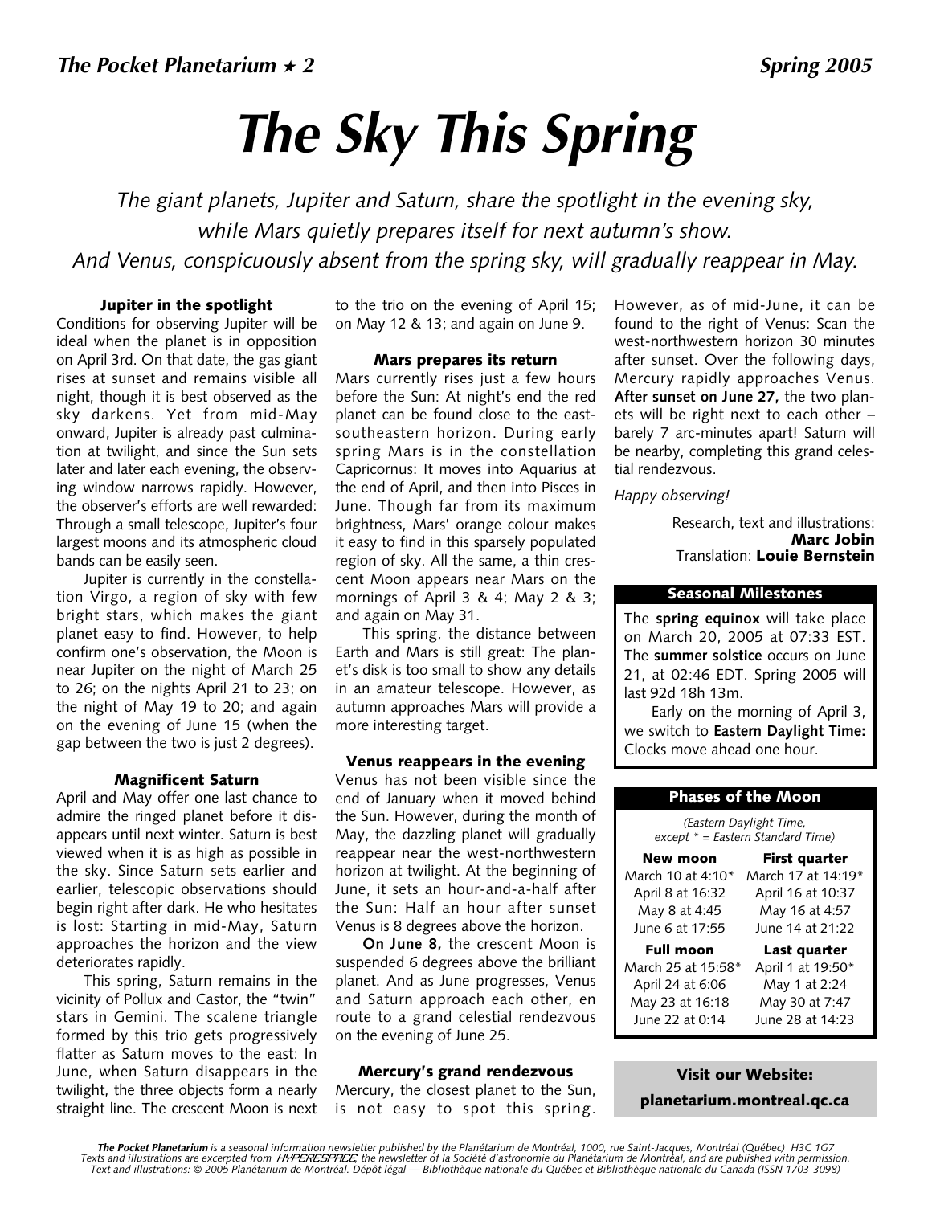# The Sky This Spring

*The giant planets, Jupiter and Saturn, share the spotlight in the evening sky, while Mars quietly prepares itself for next autumn's show. And Venus, conspicuously absent from the spring sky, will gradually reappear in May.*

### Jupiter in the spotlight

Conditions for observing Jupiter will be ideal when the planet is in opposition on April 3rd. On that date, the gas giant rises at sunset and remains visible all night, though it is best observed as the sky darkens. Yet from mid-May onward, Jupiter is already past culmination at twilight, and since the Sun sets later and later each evening, the observing window narrows rapidly. However, the observer's efforts are well rewarded: Through a small telescope, Jupiter's four largest moons and its atmospheric cloud bands can be easily seen.

Jupiter is currently in the constellation Virgo, a region of sky with few bright stars, which makes the giant planet easy to find. However, to help confirm one's observation, the Moon is near Jupiter on the night of March 25 to 26; on the nights April 21 to 23; on the night of May 19 to 20; and again on the evening of June 15 (when the gap between the two is just 2 degrees).

### Magnificent Saturn

April and May offer one last chance to admire the ringed planet before it disappears until next winter. Saturn is best viewed when it is as high as possible in the sky. Since Saturn sets earlier and earlier, telescopic observations should begin right after dark. He who hesitates is lost: Starting in mid-May, Saturn approaches the horizon and the view deteriorates rapidly.

This spring, Saturn remains in the vicinity of Pollux and Castor, the "twin" stars in Gemini. The scalene triangle formed by this trio gets progressively flatter as Saturn moves to the east: In June, when Saturn disappears in the twilight, the three objects form a nearly straight line. The crescent Moon is next to the trio on the evening of April 15; on May 12 & 13; and again on June 9.

### Mars prepares its return

Mars currently rises just a few hours before the Sun: At night's end the red planet can be found close to the east-southeastern horizon. During early spring Mars is in the constellation Capricornus: It moves into Aquarius at the end of April, and then into Pisces in June. Though far from its maximum brightness, Mars' orange colour makes it easy to find in this sparsely populated region of sky. All the same, a thin crescent Moon appears near Mars on the mornings of April 3 & 4; May 2 & 3; and again on May 31.

This spring, the distance between Earth and Mars is still great: The planet's disk is too small to show any details in an amateur telescope. However, as autumn approaches Mars will provide a more interesting target.

### Venus reappears in the evening

Venus has not been visible since the end of January when it moved behind the Sun. However, during the month of May, the dazzling planet will gradually reappear near the west-northwestern horizon at twilight. At the beginning of June, it sets an hour-and-a-half after the Sun: Half an hour after sunset Venus is 8 degrees above the horizon.

**On June 8,** the crescent Moon is suspended 6 degrees above the brilliant planet. And as June progresses, Venus and Saturn approach each other, en route to a grand celestial rendezvous on the evening of June 25.

### Mercury's grand rendezvous

Mercury, the closest planet to the Sun, is not easy to spot this spring. However, as of mid-June, it can be found to the right of Venus: Scan the west-northwestern horizon 30 minutes after sunset. Over the following days, Mercury rapidly approaches Venus. **After sunset on June 27,** the two planets will be right next to each other – barely 7 arc-minutes apart! Saturn will be nearby, completing this grand celestial rendezvous.

*Happy observing!*

Research, text and illustrations: **Marc Jobin**
Translation: **Louie Bernstein**

### Seasonal Milestones

The **spring equinox** will take place on March 20, 2005 at 07:33 EST. The **summer solstice** occurs on June 21, at 02:46 EDT. Spring 2005 will last 92d 18h 13m.

Early on the morning of April 3, we switch to **Eastern Daylight Time:** Clocks move ahead one hour.

### Phases of the Moon

*(Eastern Daylight Time, except * = Eastern Standard Time)*

| New moon | First quarter |
|---|---|
| March 10 at 4:10* | March 17 at 14:19* |
| April 8 at 16:32 | April 16 at 10:37 |
| May 8 at 4:45 | May 16 at 4:57 |
| June 6 at 17:55 | June 14 at 21:22 |
| **Full moon** | **Last quarter** |
| March 25 at 15:58* | April 1 at 19:50* |
| April 24 at 6:06 | May 1 at 2:24 |
| May 23 at 16:18 | May 30 at 7:47 |
| June 22 at 0:14 | June 28 at 14:23 |

**Visit our Website:**
**planetarium.montreal.qc.ca**

*The Pocket Planetarium is a seasonal information newsletter published by the Planétarium de Montréal, 1000, rue Saint-Jacques, Montréal (Québec) H3C 1G7 Texts and illustrations are excerpted from HYPERESPACE, the newsletter of la Société d'astronomie du Planétarium de Montréal, and are published with permission. Text and illustrations: © 2005 Planétarium de Montréal. Dépôt légal — Bibliothèque nationale du Québec et Bibliothèque nationale du Canada (ISSN 1703-3098)*